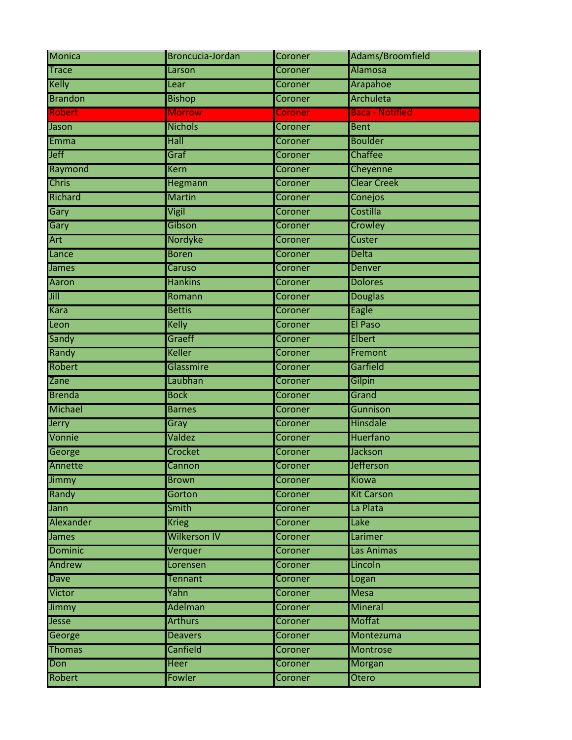| Monica | Broncucia-Jordan | Coroner | Adams/Broomfield |
|---|---|---|---|
| Trace | Larson | Coroner | Alamosa |
| Kelly | Lear | Coroner | Arapahoe |
| Brandon | Bishop | Coroner | Archuleta |
| Robert | Morrow | Coroner | Baca - Notified |
| Jason | Nichols | Coroner | Bent |
| Emma | Hall | Coroner | Boulder |
| Jeff | Graf | Coroner | Chaffee |
| Raymond | Kern | Coroner | Cheyenne |
| Chris | Hegmann | Coroner | Clear Creek |
| Richard | Martin | Coroner | Conejos |
| Gary | Vigil | Coroner | Costilla |
| Gary | Gibson | Coroner | Crowley |
| Art | Nordyke | Coroner | Custer |
| Lance | Boren | Coroner | Delta |
| James | Caruso | Coroner | Denver |
| Aaron | Hankins | Coroner | Dolores |
| Jill | Romann | Coroner | Douglas |
| Kara | Bettis | Coroner | Eagle |
| Leon | Kelly | Coroner | El Paso |
| Sandy | Graeff | Coroner | Elbert |
| Randy | Keller | Coroner | Fremont |
| Robert | Glassmire | Coroner | Garfield |
| Zane | Laubhan | Coroner | Gilpin |
| Brenda | Bock | Coroner | Grand |
| Michael | Barnes | Coroner | Gunnison |
| Jerry | Gray | Coroner | Hinsdale |
| Vonnie | Valdez | Coroner | Huerfano |
| George | Crocket | Coroner | Jackson |
| Annette | Cannon | Coroner | Jefferson |
| Jimmy | Brown | Coroner | Kiowa |
| Randy | Gorton | Coroner | Kit Carson |
| Jann | Smith | Coroner | La Plata |
| Alexander | Krieg | Coroner | Lake |
| James | Wilkerson IV | Coroner | Larimer |
| Dominic | Verquer | Coroner | Las Animas |
| Andrew | Lorensen | Coroner | Lincoln |
| Dave | Tennant | Coroner | Logan |
| Victor | Yahn | Coroner | Mesa |
| Jimmy | Adelman | Coroner | Mineral |
| Jesse | Arthurs | Coroner | Moffat |
| George | Deavers | Coroner | Montezuma |
| Thomas | Canfield | Coroner | Montrose |
| Don | Heer | Coroner | Morgan |
| Robert | Fowler | Coroner | Otero |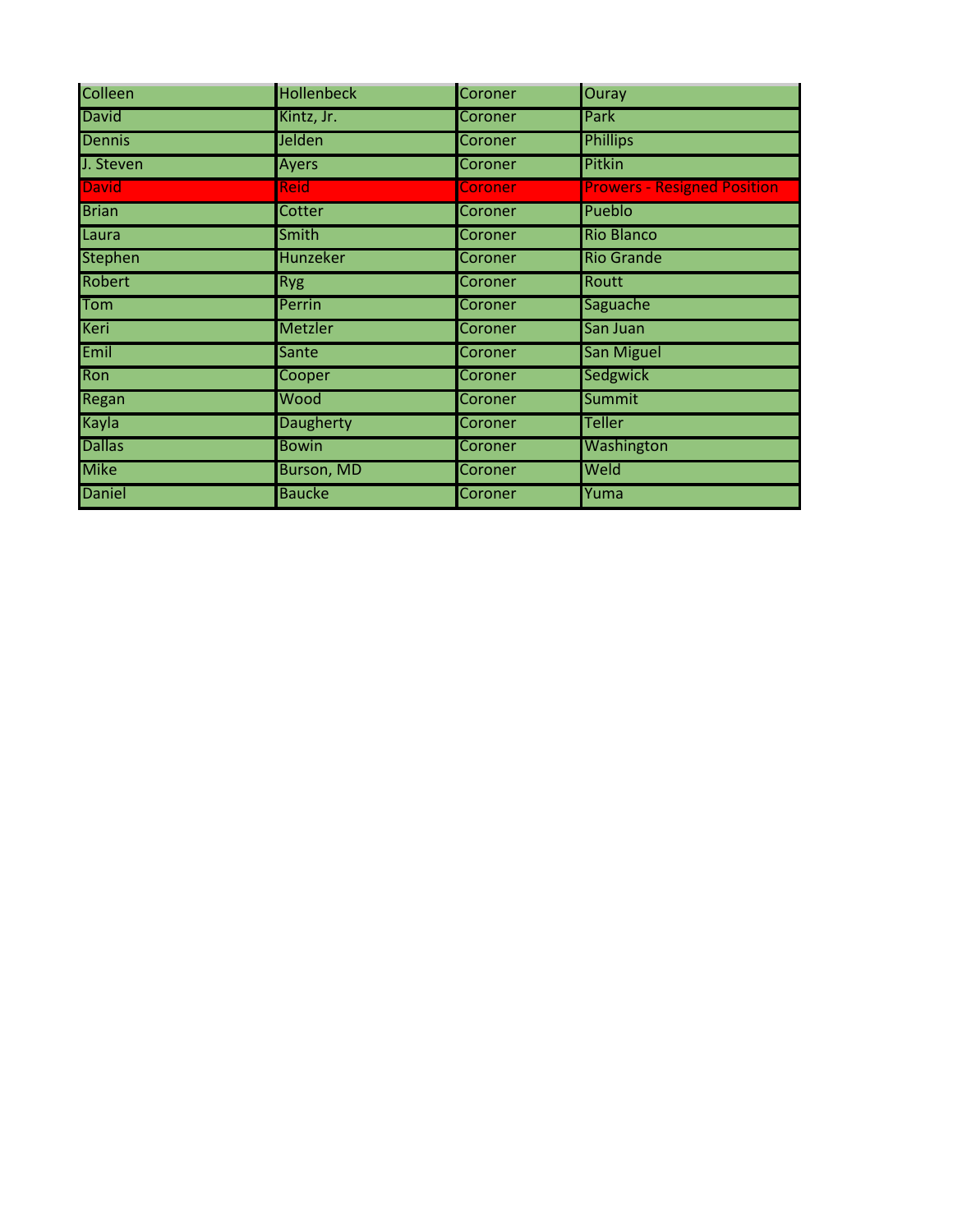| | | | |
|---|---|---|---|
| Colleen | Hollenbeck | Coroner | Ouray |
| David | Kintz, Jr. | Coroner | Park |
| Dennis | Jelden | Coroner | Phillips |
| J. Steven | Ayers | Coroner | Pitkin |
| David | Reid | Coroner | Prowers - Resigned Position |
| Brian | Cotter | Coroner | Pueblo |
| Laura | Smith | Coroner | Rio Blanco |
| Stephen | Hunzeker | Coroner | Rio Grande |
| Robert | Ryg | Coroner | Routt |
| Tom | Perrin | Coroner | Saguache |
| Keri | Metzler | Coroner | San Juan |
| Emil | Sante | Coroner | San Miguel |
| Ron | Cooper | Coroner | Sedgwick |
| Regan | Wood | Coroner | Summit |
| Kayla | Daugherty | Coroner | Teller |
| Dallas | Bowin | Coroner | Washington |
| Mike | Burson, MD | Coroner | Weld |
| Daniel | Baucke | Coroner | Yuma |